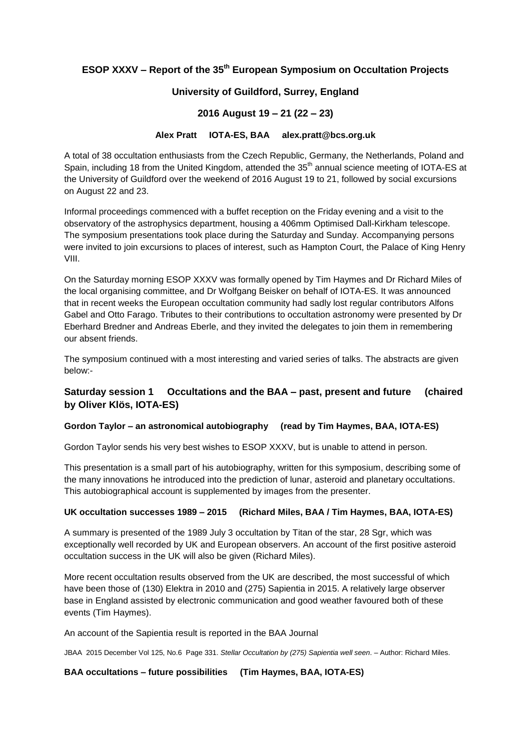# ESOP XXXV – Report of the 35th European Symposium on Occultation Projects

## University of Guildford, Surrey, England

## 2016 August 19 – 21 (22 – 23)

**Alex Pratt IOTA-ES, BAA alex.pratt@bcs.org.uk**

A total of 38 occultation enthusiasts from the Czech Republic, Germany, the Netherlands, Poland and Spain, including 18 from the United Kingdom, attended the 35th annual science meeting of IOTA-ES at the University of Guildford over the weekend of 2016 August 19 to 21, followed by social excursions on August 22 and 23.

Informal proceedings commenced with a buffet reception on the Friday evening and a visit to the observatory of the astrophysics department, housing a 406mm Optimised Dall-Kirkham telescope. The symposium presentations took place during the Saturday and Sunday. Accompanying persons were invited to join excursions to places of interest, such as Hampton Court, the Palace of King Henry VIII.

On the Saturday morning ESOP XXXV was formally opened by Tim Haymes and Dr Richard Miles of the local organising committee, and Dr Wolfgang Beisker on behalf of IOTA-ES. It was announced that in recent weeks the European occultation community had sadly lost regular contributors Alfons Gabel and Otto Farago. Tributes to their contributions to occultation astronomy were presented by Dr Eberhard Bredner and Andreas Eberle, and they invited the delegates to join them in remembering our absent friends.

The symposium continued with a most interesting and varied series of talks. The abstracts are given below:-

## Saturday session 1 Occultations and the BAA – past, present and future (chaired by Oliver Klös, IOTA-ES)

### Gordon Taylor – an astronomical autobiography (read by Tim Haymes, BAA, IOTA-ES)

Gordon Taylor sends his very best wishes to ESOP XXXV, but is unable to attend in person.

This presentation is a small part of his autobiography, written for this symposium, describing some of the many innovations he introduced into the prediction of lunar, asteroid and planetary occultations. This autobiographical account is supplemented by images from the presenter.

### UK occultation successes 1989 – 2015 (Richard Miles, BAA / Tim Haymes, BAA, IOTA-ES)

A summary is presented of the 1989 July 3 occultation by Titan of the star, 28 Sgr, which was exceptionally well recorded by UK and European observers. An account of the first positive asteroid occultation success in the UK will also be given (Richard Miles).

More recent occultation results observed from the UK are described, the most successful of which have been those of (130) Elektra in 2010 and (275) Sapientia in 2015. A relatively large observer base in England assisted by electronic communication and good weather favoured both of these events (Tim Haymes).

An account of the Sapientia result is reported in the BAA Journal

JBAA 2015 December Vol 125, No.6 Page 331. *Stellar Occultation by (275) Sapientia well seen*. – Author: Richard Miles.

### BAA occultations – future possibilities (Tim Haymes, BAA, IOTA-ES)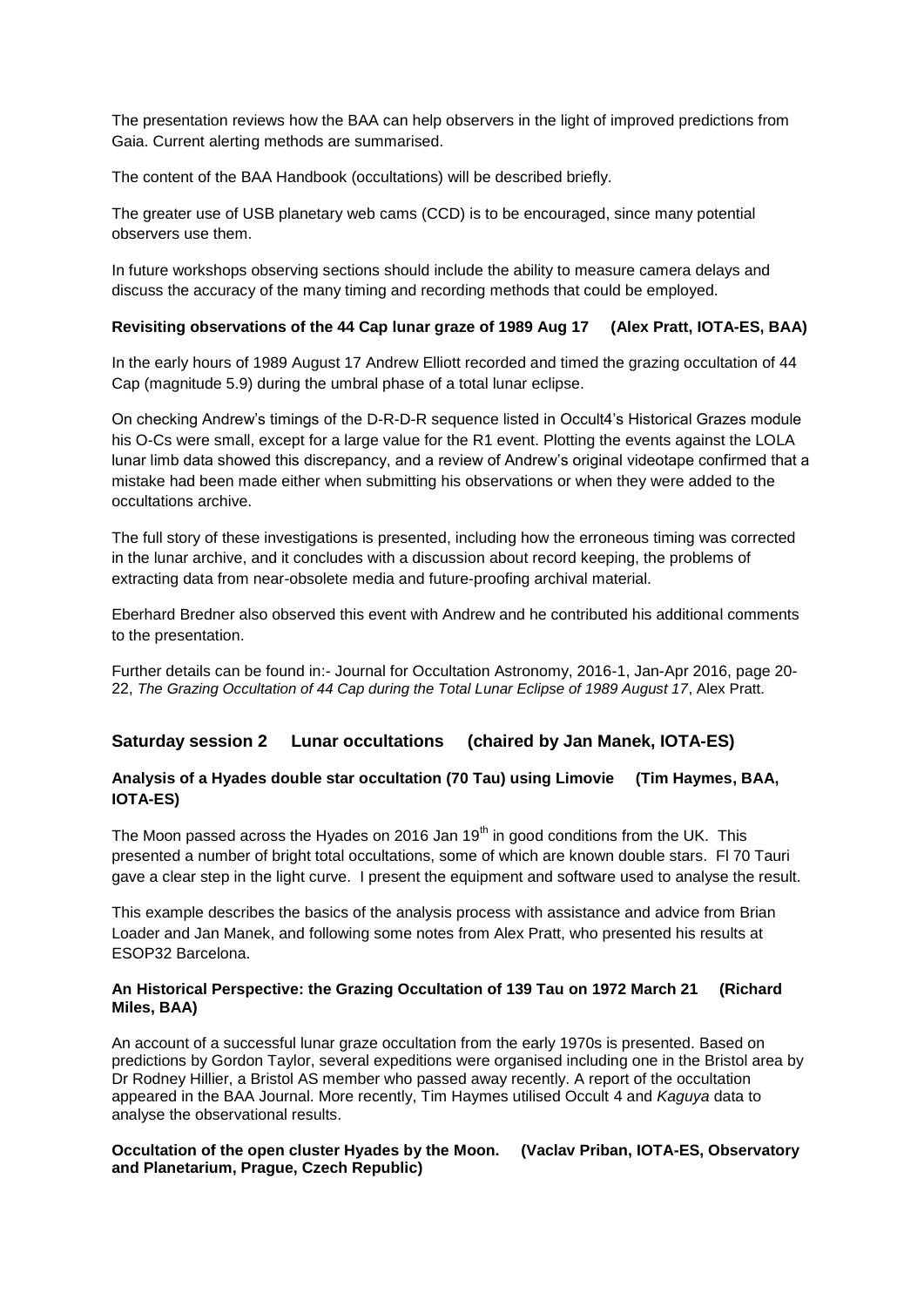The presentation reviews how the BAA can help observers in the light of improved predictions from Gaia. Current alerting methods are summarised.

The content of the BAA Handbook (occultations) will be described briefly.

The greater use of USB planetary web cams (CCD) is to be encouraged, since many potential observers use them.

In future workshops observing sections should include the ability to measure camera delays and discuss the accuracy of the many timing and recording methods that could be employed.

**Revisiting observations of the 44 Cap lunar graze of 1989 Aug 17 (Alex Pratt, IOTA-ES, BAA)**

In the early hours of 1989 August 17 Andrew Elliott recorded and timed the grazing occultation of 44 Cap (magnitude 5.9) during the umbral phase of a total lunar eclipse.

On checking Andrew's timings of the D-R-D-R sequence listed in Occult4's Historical Grazes module his O-Cs were small, except for a large value for the R1 event. Plotting the events against the LOLA lunar limb data showed this discrepancy, and a review of Andrew's original videotape confirmed that a mistake had been made either when submitting his observations or when they were added to the occultations archive.

The full story of these investigations is presented, including how the erroneous timing was corrected in the lunar archive, and it concludes with a discussion about record keeping, the problems of extracting data from near-obsolete media and future-proofing archival material.

Eberhard Bredner also observed this event with Andrew and he contributed his additional comments to the presentation.

Further details can be found in:- Journal for Occultation Astronomy, 2016-1, Jan-Apr 2016, page 20-22, *The Grazing Occultation of 44 Cap during the Total Lunar Eclipse of 1989 August 17*, Alex Pratt.

## Saturday session 2 Lunar occultations (chaired by Jan Manek, IOTA-ES)

**Analysis of a Hyades double star occultation (70 Tau) using Limovie (Tim Haymes, BAA, IOTA-ES)**

The Moon passed across the Hyades on 2016 Jan 19th in good conditions from the UK. This presented a number of bright total occultations, some of which are known double stars. Fl 70 Tauri gave a clear step in the light curve. I present the equipment and software used to analyse the result.

This example describes the basics of the analysis process with assistance and advice from Brian Loader and Jan Manek, and following some notes from Alex Pratt, who presented his results at ESOP32 Barcelona.

**An Historical Perspective: the Grazing Occultation of 139 Tau on 1972 March 21 (Richard Miles, BAA)**

An account of a successful lunar graze occultation from the early 1970s is presented. Based on predictions by Gordon Taylor, several expeditions were organised including one in the Bristol area by Dr Rodney Hillier, a Bristol AS member who passed away recently. A report of the occultation appeared in the BAA Journal. More recently, Tim Haymes utilised Occult 4 and *Kaguya* data to analyse the observational results.

**Occultation of the open cluster Hyades by the Moon. (Vaclav Priban, IOTA-ES, Observatory and Planetarium, Prague, Czech Republic)**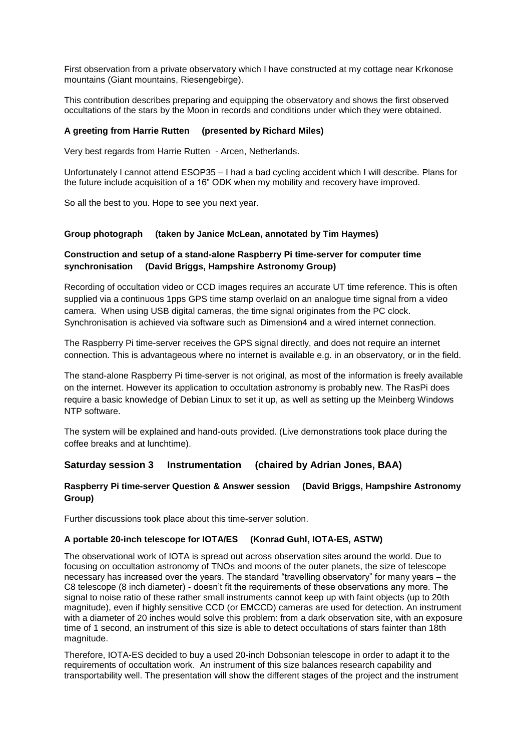First observation from a private observatory which I have constructed at my cottage near Krkonose mountains (Giant mountains, Riesengebirge).

This contribution describes preparing and equipping the observatory and shows the first observed occultations of the stars by the Moon in records and conditions under which they were obtained.

**A greeting from Harrie Rutten (presented by Richard Miles)**

Very best regards from Harrie Rutten - Arcen, Netherlands.

Unfortunately I cannot attend ESOP35 – I had a bad cycling accident which I will describe. Plans for the future include acquisition of a 16" ODK when my mobility and recovery have improved.

So all the best to you. Hope to see you next year.

**Group photograph (taken by Janice McLean, annotated by Tim Haymes)**

**Construction and setup of a stand-alone Raspberry Pi time-server for computer time synchronisation (David Briggs, Hampshire Astronomy Group)**

Recording of occultation video or CCD images requires an accurate UT time reference. This is often supplied via a continuous 1pps GPS time stamp overlaid on an analogue time signal from a video camera. When using USB digital cameras, the time signal originates from the PC clock. Synchronisation is achieved via software such as Dimension4 and a wired internet connection.

The Raspberry Pi time-server receives the GPS signal directly, and does not require an internet connection. This is advantageous where no internet is available e.g. in an observatory, or in the field.

The stand-alone Raspberry Pi time-server is not original, as most of the information is freely available on the internet. However its application to occultation astronomy is probably new. The RasPi does require a basic knowledge of Debian Linux to set it up, as well as setting up the Meinberg Windows NTP software.

The system will be explained and hand-outs provided. (Live demonstrations took place during the coffee breaks and at lunchtime).

## Saturday session 3 Instrumentation (chaired by Adrian Jones, BAA)

**Raspberry Pi time-server Question & Answer session (David Briggs, Hampshire Astronomy Group)**

Further discussions took place about this time-server solution.

**A portable 20-inch telescope for IOTA/ES (Konrad Guhl, IOTA-ES, ASTW)**

The observational work of IOTA is spread out across observation sites around the world. Due to focusing on occultation astronomy of TNOs and moons of the outer planets, the size of telescope necessary has increased over the years. The standard "travelling observatory" for many years – the C8 telescope (8 inch diameter) - doesn't fit the requirements of these observations any more. The signal to noise ratio of these rather small instruments cannot keep up with faint objects (up to 20th magnitude), even if highly sensitive CCD (or EMCCD) cameras are used for detection. An instrument with a diameter of 20 inches would solve this problem: from a dark observation site, with an exposure time of 1 second, an instrument of this size is able to detect occultations of stars fainter than 18th magnitude.

Therefore, IOTA-ES decided to buy a used 20-inch Dobsonian telescope in order to adapt it to the requirements of occultation work. An instrument of this size balances research capability and transportability well. The presentation will show the different stages of the project and the instrument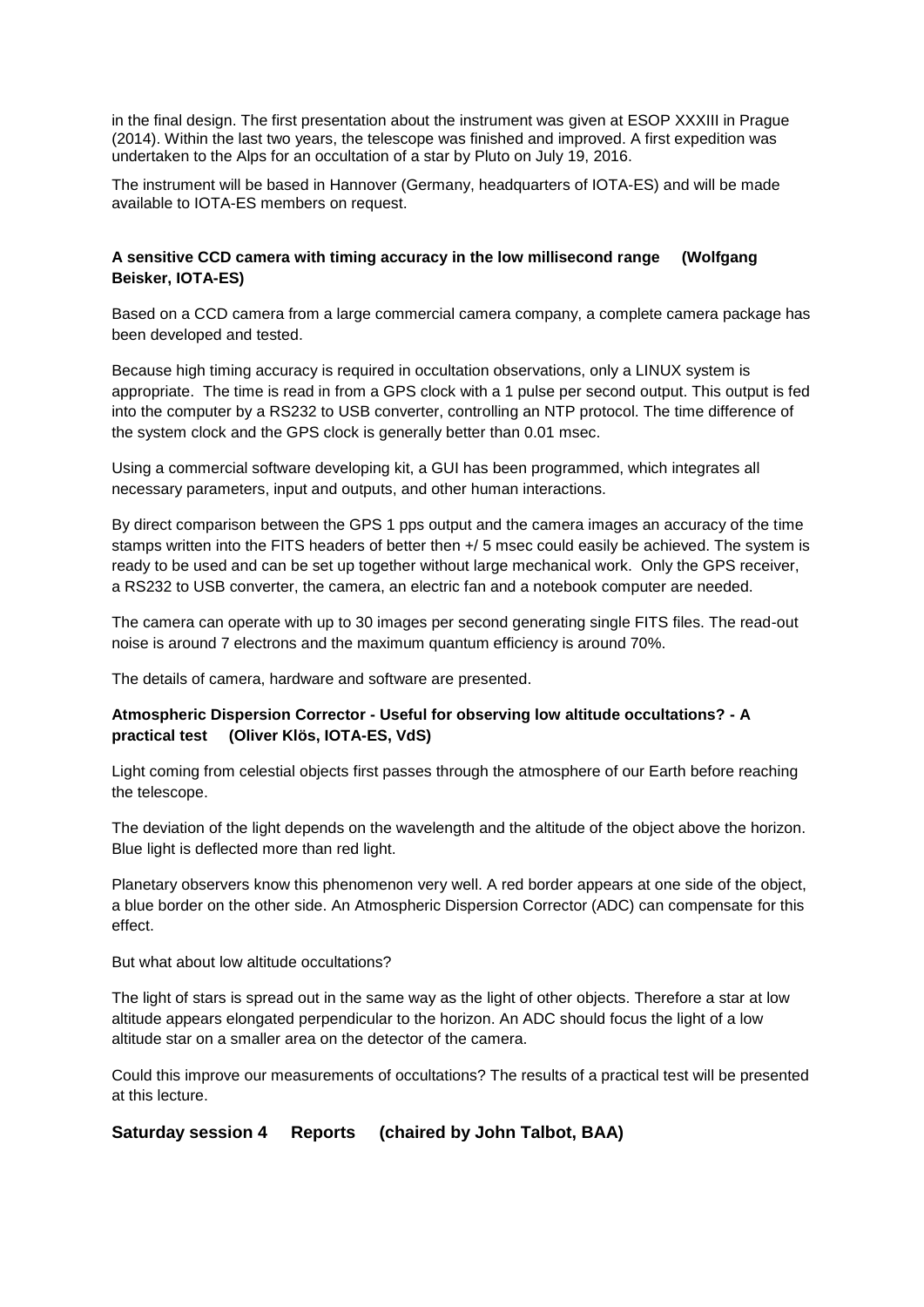in the final design. The first presentation about the instrument was given at ESOP XXXIII in Prague (2014). Within the last two years, the telescope was finished and improved. A first expedition was undertaken to the Alps for an occultation of a star by Pluto on July 19, 2016.

The instrument will be based in Hannover (Germany, headquarters of IOTA-ES) and will be made available to IOTA-ES members on request.

**A sensitive CCD camera with timing accuracy in the low millisecond range (Wolfgang Beisker, IOTA-ES)**

Based on a CCD camera from a large commercial camera company, a complete camera package has been developed and tested.

Because high timing accuracy is required in occultation observations, only a LINUX system is appropriate. The time is read in from a GPS clock with a 1 pulse per second output. This output is fed into the computer by a RS232 to USB converter, controlling an NTP protocol. The time difference of the system clock and the GPS clock is generally better than 0.01 msec.

Using a commercial software developing kit, a GUI has been programmed, which integrates all necessary parameters, input and outputs, and other human interactions.

By direct comparison between the GPS 1 pps output and the camera images an accuracy of the time stamps written into the FITS headers of better then +/ 5 msec could easily be achieved. The system is ready to be used and can be set up together without large mechanical work. Only the GPS receiver, a RS232 to USB converter, the camera, an electric fan and a notebook computer are needed.

The camera can operate with up to 30 images per second generating single FITS files. The read-out noise is around 7 electrons and the maximum quantum efficiency is around 70%.

The details of camera, hardware and software are presented.

**Atmospheric Dispersion Corrector - Useful for observing low altitude occultations? - A practical test (Oliver Klös, IOTA-ES, VdS)**

Light coming from celestial objects first passes through the atmosphere of our Earth before reaching the telescope.

The deviation of the light depends on the wavelength and the altitude of the object above the horizon. Blue light is deflected more than red light.

Planetary observers know this phenomenon very well. A red border appears at one side of the object, a blue border on the other side. An Atmospheric Dispersion Corrector (ADC) can compensate for this effect.

But what about low altitude occultations?

The light of stars is spread out in the same way as the light of other objects. Therefore a star at low altitude appears elongated perpendicular to the horizon. An ADC should focus the light of a low altitude star on a smaller area on the detector of the camera.

Could this improve our measurements of occultations? The results of a practical test will be presented at this lecture.

## Saturday session 4 Reports (chaired by John Talbot, BAA)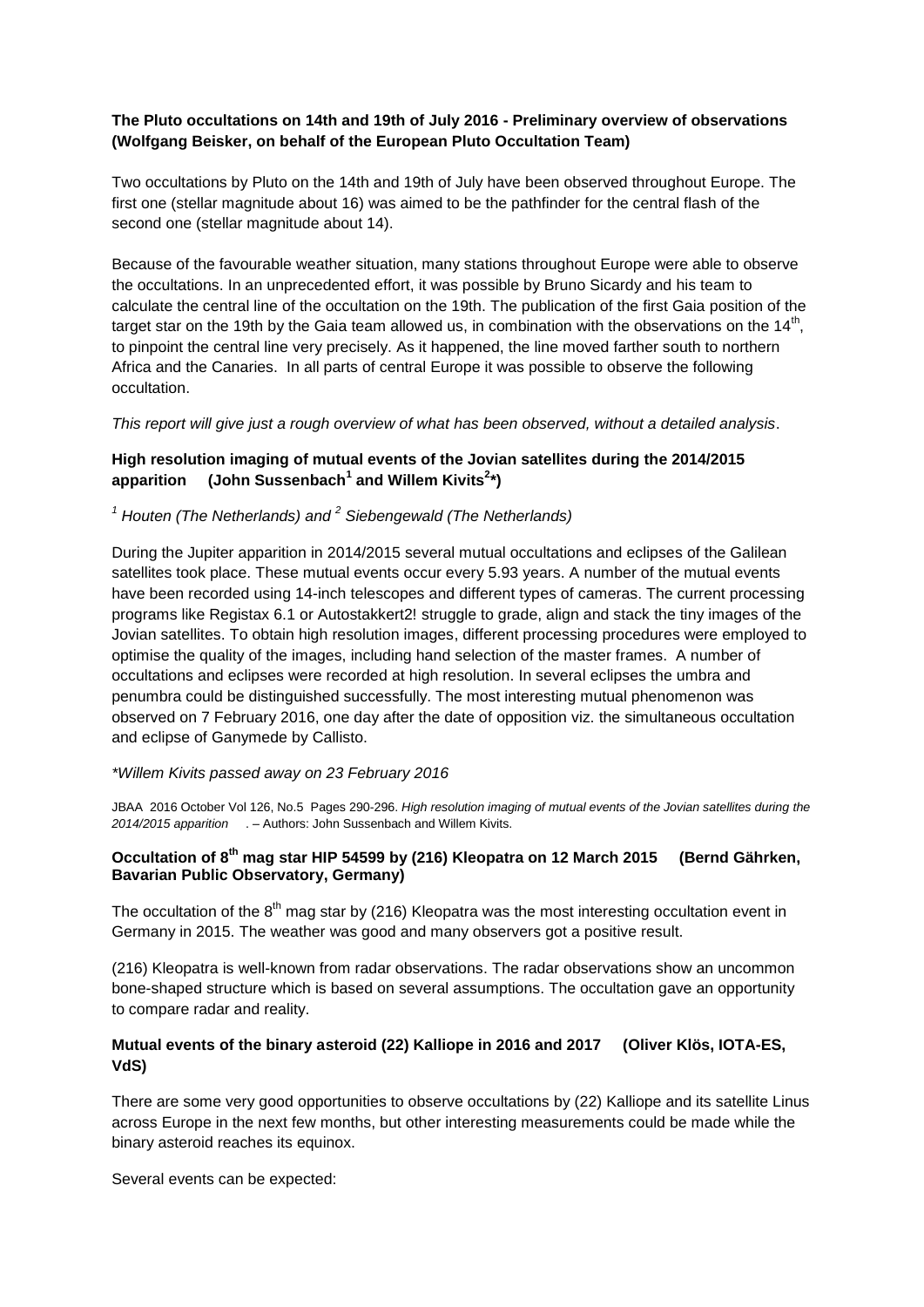**The Pluto occultations on 14th and 19th of July 2016 - Preliminary overview of observations (Wolfgang Beisker, on behalf of the European Pluto Occultation Team)**

Two occultations by Pluto on the 14th and 19th of July have been observed throughout Europe. The first one (stellar magnitude about 16) was aimed to be the pathfinder for the central flash of the second one (stellar magnitude about 14).

Because of the favourable weather situation, many stations throughout Europe were able to observe the occultations. In an unprecedented effort, it was possible by Bruno Sicardy and his team to calculate the central line of the occultation on the 19th. The publication of the first Gaia position of the target star on the 19th by the Gaia team allowed us, in combination with the observations on the 14th, to pinpoint the central line very precisely. As it happened, the line moved farther south to northern Africa and the Canaries. In all parts of central Europe it was possible to observe the following occultation.

*This report will give just a rough overview of what has been observed, without a detailed analysis*.

**High resolution imaging of mutual events of the Jovian satellites during the 2014/2015 apparition (John Sussenbach[1] and Willem Kivits[2]*)**

*[1] Houten (The Netherlands) and [2] Siebengewald (The Netherlands)*

During the Jupiter apparition in 2014/2015 several mutual occultations and eclipses of the Galilean satellites took place. These mutual events occur every 5.93 years. A number of the mutual events have been recorded using 14-inch telescopes and different types of cameras. The current processing programs like Registax 6.1 or Autostakkert2! struggle to grade, align and stack the tiny images of the Jovian satellites. To obtain high resolution images, different processing procedures were employed to optimise the quality of the images, including hand selection of the master frames. A number of occultations and eclipses were recorded at high resolution. In several eclipses the umbra and penumbra could be distinguished successfully. The most interesting mutual phenomenon was observed on 7 February 2016, one day after the date of opposition viz. the simultaneous occultation and eclipse of Ganymede by Callisto.

*\*Willem Kivits passed away on 23 February 2016*

JBAA 2016 October Vol 126, No.5 Pages 290-296. *High resolution imaging of mutual events of the Jovian satellites during the 2014/2015 apparition* . – Authors: John Sussenbach and Willem Kivits.

**Occultation of 8th mag star HIP 54599 by (216) Kleopatra on 12 March 2015 (Bernd Gährken, Bavarian Public Observatory, Germany)**

The occultation of the 8th mag star by (216) Kleopatra was the most interesting occultation event in Germany in 2015. The weather was good and many observers got a positive result.

(216) Kleopatra is well-known from radar observations. The radar observations show an uncommon bone-shaped structure which is based on several assumptions. The occultation gave an opportunity to compare radar and reality.

**Mutual events of the binary asteroid (22) Kalliope in 2016 and 2017 (Oliver Klös, IOTA-ES, VdS)**

There are some very good opportunities to observe occultations by (22) Kalliope and its satellite Linus across Europe in the next few months, but other interesting measurements could be made while the binary asteroid reaches its equinox.

Several events can be expected: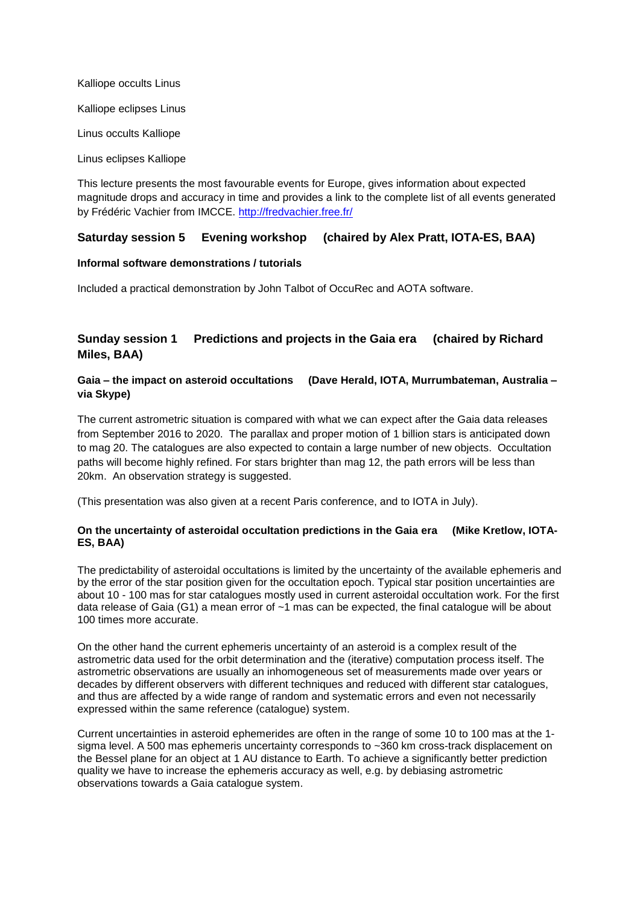Kalliope occults Linus

Kalliope eclipses Linus

Linus occults Kalliope

Linus eclipses Kalliope

This lecture presents the most favourable events for Europe, gives information about expected magnitude drops and accuracy in time and provides a link to the complete list of all events generated by Frédéric Vachier from IMCCE. http://fredvachier.free.fr/

## Saturday session 5 Evening workshop (chaired by Alex Pratt, IOTA-ES, BAA)

**Informal software demonstrations / tutorials**

Included a practical demonstration by John Talbot of OccuRec and AOTA software.

## Sunday session 1 Predictions and projects in the Gaia era (chaired by Richard Miles, BAA)

**Gaia – the impact on asteroid occultations (Dave Herald, IOTA, Murrumbateman, Australia – via Skype)**

The current astrometric situation is compared with what we can expect after the Gaia data releases from September 2016 to 2020. The parallax and proper motion of 1 billion stars is anticipated down to mag 20. The catalogues are also expected to contain a large number of new objects. Occultation paths will become highly refined. For stars brighter than mag 12, the path errors will be less than 20km. An observation strategy is suggested.

(This presentation was also given at a recent Paris conference, and to IOTA in July).

**On the uncertainty of asteroidal occultation predictions in the Gaia era (Mike Kretlow, IOTA-ES, BAA)**

The predictability of asteroidal occultations is limited by the uncertainty of the available ephemeris and by the error of the star position given for the occultation epoch. Typical star position uncertainties are about 10 - 100 mas for star catalogues mostly used in current asteroidal occultation work. For the first data release of Gaia (G1) a mean error of ~1 mas can be expected, the final catalogue will be about 100 times more accurate.

On the other hand the current ephemeris uncertainty of an asteroid is a complex result of the astrometric data used for the orbit determination and the (iterative) computation process itself. The astrometric observations are usually an inhomogeneous set of measurements made over years or decades by different observers with different techniques and reduced with different star catalogues, and thus are affected by a wide range of random and systematic errors and even not necessarily expressed within the same reference (catalogue) system.

Current uncertainties in asteroid ephemerides are often in the range of some 10 to 100 mas at the 1-sigma level. A 500 mas ephemeris uncertainty corresponds to ~360 km cross-track displacement on the Bessel plane for an object at 1 AU distance to Earth. To achieve a significantly better prediction quality we have to increase the ephemeris accuracy as well, e.g. by debiasing astrometric observations towards a Gaia catalogue system.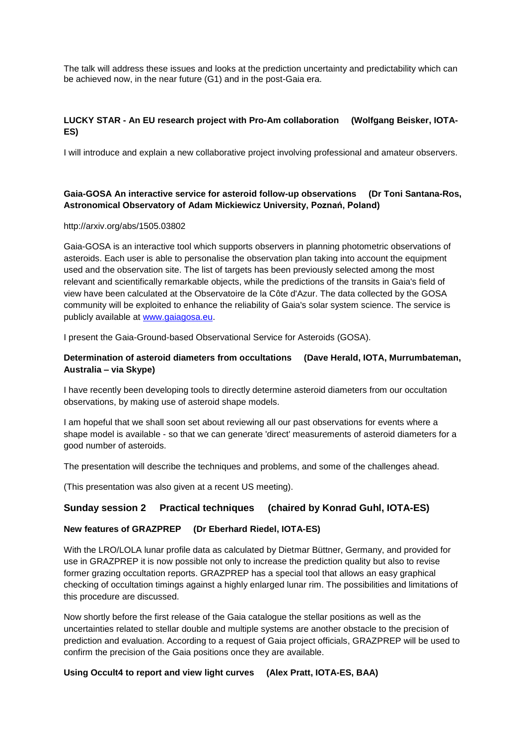The talk will address these issues and looks at the prediction uncertainty and predictability which can be achieved now, in the near future (G1) and in the post-Gaia era.

**LUCKY STAR - An EU research project with Pro-Am collaboration (Wolfgang Beisker, IOTA-ES)**

I will introduce and explain a new collaborative project involving professional and amateur observers.

**Gaia-GOSA An interactive service for asteroid follow-up observations (Dr Toni Santana-Ros, Astronomical Observatory of Adam Mickiewicz University, Poznań, Poland)**

http://arxiv.org/abs/1505.03802

Gaia-GOSA is an interactive tool which supports observers in planning photometric observations of asteroids. Each user is able to personalise the observation plan taking into account the equipment used and the observation site. The list of targets has been previously selected among the most relevant and scientifically remarkable objects, while the predictions of the transits in Gaia's field of view have been calculated at the Observatoire de la Côte d'Azur. The data collected by the GOSA community will be exploited to enhance the reliability of Gaia's solar system science. The service is publicly available at [www.gaiagosa.eu](www.gaiagosa.eu).

I present the Gaia-Ground-based Observational Service for Asteroids (GOSA).

**Determination of asteroid diameters from occultations (Dave Herald, IOTA, Murrumbateman, Australia – via Skype)**

I have recently been developing tools to directly determine asteroid diameters from our occultation observations, by making use of asteroid shape models.

I am hopeful that we shall soon set about reviewing all our past observations for events where a shape model is available - so that we can generate 'direct' measurements of asteroid diameters for a good number of asteroids.

The presentation will describe the techniques and problems, and some of the challenges ahead.

(This presentation was also given at a recent US meeting).

## Sunday session 2 Practical techniques (chaired by Konrad Guhl, IOTA-ES)

**New features of GRAZPREP (Dr Eberhard Riedel, IOTA-ES)**

With the LRO/LOLA lunar profile data as calculated by Dietmar Büttner, Germany, and provided for use in GRAZPREP it is now possible not only to increase the prediction quality but also to revise former grazing occultation reports. GRAZPREP has a special tool that allows an easy graphical checking of occultation timings against a highly enlarged lunar rim. The possibilities and limitations of this procedure are discussed.

Now shortly before the first release of the Gaia catalogue the stellar positions as well as the uncertainties related to stellar double and multiple systems are another obstacle to the precision of prediction and evaluation. According to a request of Gaia project officials, GRAZPREP will be used to confirm the precision of the Gaia positions once they are available.

**Using Occult4 to report and view light curves (Alex Pratt, IOTA-ES, BAA)**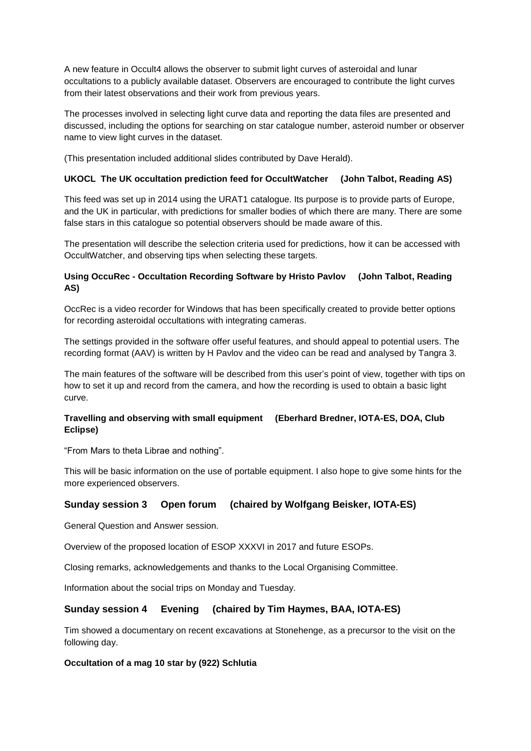A new feature in Occult4 allows the observer to submit light curves of asteroidal and lunar occultations to a publicly available dataset. Observers are encouraged to contribute the light curves from their latest observations and their work from previous years.

The processes involved in selecting light curve data and reporting the data files are presented and discussed, including the options for searching on star catalogue number, asteroid number or observer name to view light curves in the dataset.

(This presentation included additional slides contributed by Dave Herald).

**UKOCL The UK occultation prediction feed for OccultWatcher (John Talbot, Reading AS)**

This feed was set up in 2014 using the URAT1 catalogue. Its purpose is to provide parts of Europe, and the UK in particular, with predictions for smaller bodies of which there are many. There are some false stars in this catalogue so potential observers should be made aware of this.

The presentation will describe the selection criteria used for predictions, how it can be accessed with OccultWatcher, and observing tips when selecting these targets.

**Using OccuRec - Occultation Recording Software by Hristo Pavlov (John Talbot, Reading AS)**

OccRec is a video recorder for Windows that has been specifically created to provide better options for recording asteroidal occultations with integrating cameras.

The settings provided in the software offer useful features, and should appeal to potential users. The recording format (AAV) is written by H Pavlov and the video can be read and analysed by Tangra 3.

The main features of the software will be described from this user's point of view, together with tips on how to set it up and record from the camera, and how the recording is used to obtain a basic light curve.

**Travelling and observing with small equipment (Eberhard Bredner, IOTA-ES, DOA, Club Eclipse)**

"From Mars to theta Librae and nothing".

This will be basic information on the use of portable equipment. I also hope to give some hints for the more experienced observers.

## Sunday session 3 Open forum (chaired by Wolfgang Beisker, IOTA-ES)

General Question and Answer session.

Overview of the proposed location of ESOP XXXVI in 2017 and future ESOPs.

Closing remarks, acknowledgements and thanks to the Local Organising Committee.

Information about the social trips on Monday and Tuesday.

## Sunday session 4 Evening (chaired by Tim Haymes, BAA, IOTA-ES)

Tim showed a documentary on recent excavations at Stonehenge, as a precursor to the visit on the following day.

**Occultation of a mag 10 star by (922) Schlutia**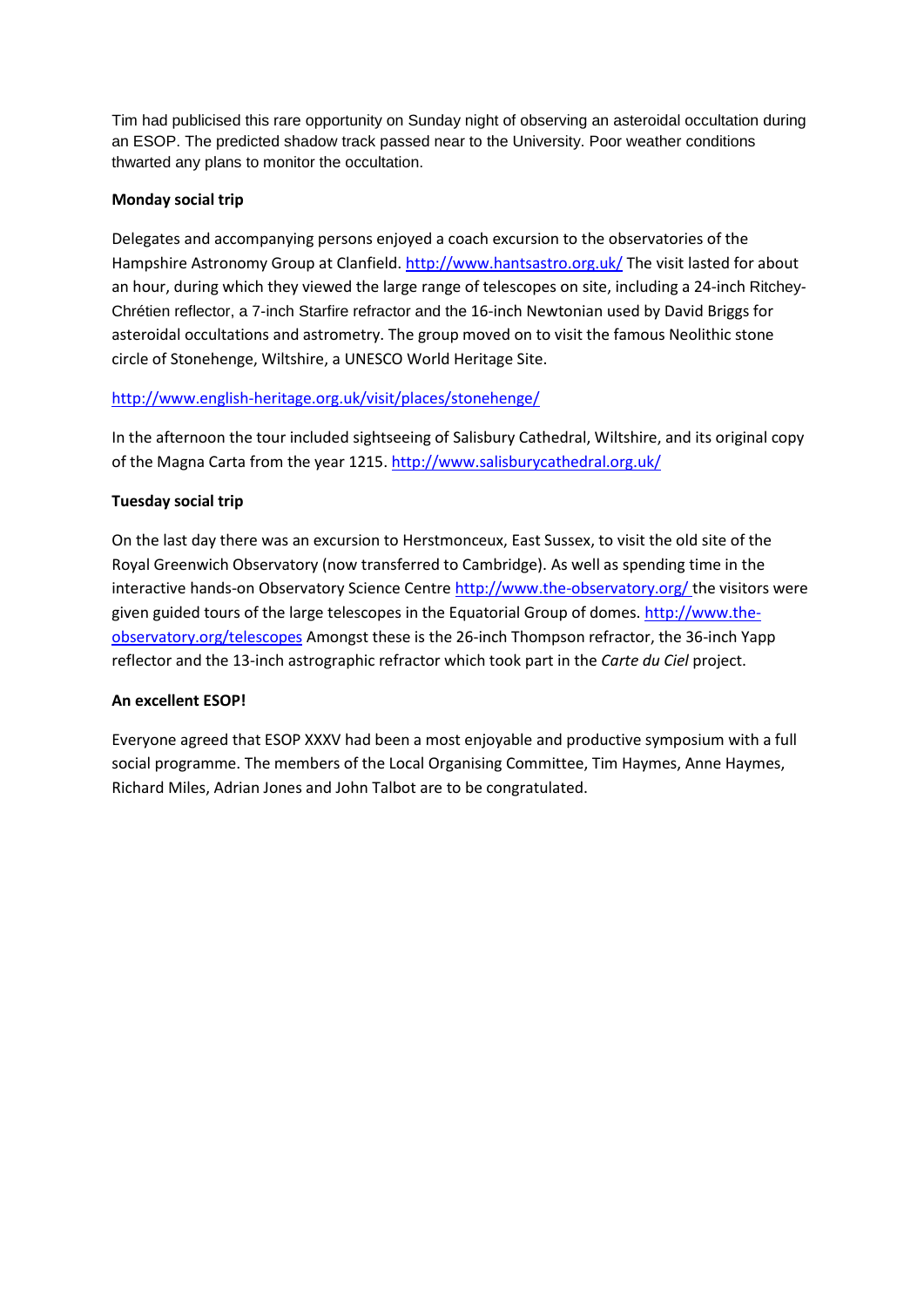Tim had publicised this rare opportunity on Sunday night of observing an asteroidal occultation during an ESOP. The predicted shadow track passed near to the University. Poor weather conditions thwarted any plans to monitor the occultation.

**Monday social trip**

Delegates and accompanying persons enjoyed a coach excursion to the observatories of the Hampshire Astronomy Group at Clanfield. http://www.hantsastro.org.uk/ The visit lasted for about an hour, during which they viewed the large range of telescopes on site, including a 24-inch Ritchey-Chrétien reflector, a 7-inch Starfire refractor and the 16-inch Newtonian used by David Briggs for asteroidal occultations and astrometry. The group moved on to visit the famous Neolithic stone circle of Stonehenge, Wiltshire, a UNESCO World Heritage Site.

http://www.english-heritage.org.uk/visit/places/stonehenge/

In the afternoon the tour included sightseeing of Salisbury Cathedral, Wiltshire, and its original copy of the Magna Carta from the year 1215. http://www.salisburycathedral.org.uk/

**Tuesday social trip**

On the last day there was an excursion to Herstmonceux, East Sussex, to visit the old site of the Royal Greenwich Observatory (now transferred to Cambridge). As well as spending time in the interactive hands-on Observatory Science Centre http://www.the-observatory.org/ the visitors were given guided tours of the large telescopes in the Equatorial Group of domes. http://www.the-observatory.org/telescopes Amongst these is the 26-inch Thompson refractor, the 36-inch Yapp reflector and the 13-inch astrographic refractor which took part in the *Carte du Ciel* project.

**An excellent ESOP!**

Everyone agreed that ESOP XXXV had been a most enjoyable and productive symposium with a full social programme. The members of the Local Organising Committee, Tim Haymes, Anne Haymes, Richard Miles, Adrian Jones and John Talbot are to be congratulated.